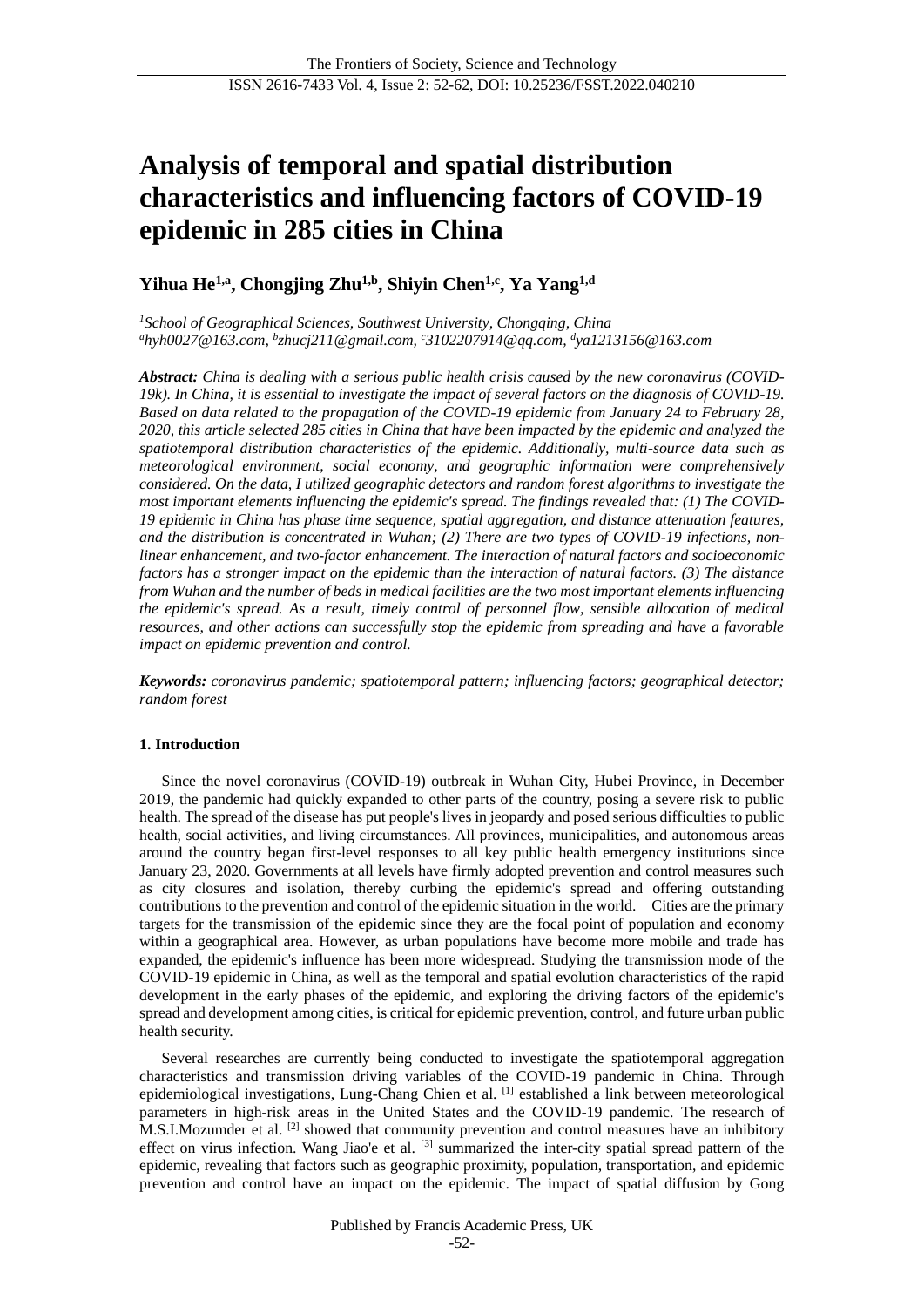# Analysis of temporal and spatial distribution characteristics and influencing factors of COVID-19 epidemic in 285 cities in China

**Yihua He[1,a], Chongjing Zhu[1,b], Shiyin Chen[1,c], Ya Yang[1,d]**

*[1]School of Geographical Sciences, Southwest University, Chongqing, China*
*[a]hyh0027@163.com, [b]zhucj211@gmail.com, [c]3102207914@qq.com, [d]ya1213156@163.com*

***Abstract:*** *China is dealing with a serious public health crisis caused by the new coronavirus (COVID-19k). In China, it is essential to investigate the impact of several factors on the diagnosis of COVID-19. Based on data related to the propagation of the COVID-19 epidemic from January 24 to February 28, 2020, this article selected 285 cities in China that have been impacted by the epidemic and analyzed the spatiotemporal distribution characteristics of the epidemic. Additionally, multi-source data such as meteorological environment, social economy, and geographic information were comprehensively considered. On the data, I utilized geographic detectors and random forest algorithms to investigate the most important elements influencing the epidemic's spread. The findings revealed that: (1) The COVID-19 epidemic in China has phase time sequence, spatial aggregation, and distance attenuation features, and the distribution is concentrated in Wuhan; (2) There are two types of COVID-19 infections, non-linear enhancement, and two-factor enhancement. The interaction of natural factors and socioeconomic factors has a stronger impact on the epidemic than the interaction of natural factors. (3) The distance from Wuhan and the number of beds in medical facilities are the two most important elements influencing the epidemic's spread. As a result, timely control of personnel flow, sensible allocation of medical resources, and other actions can successfully stop the epidemic from spreading and have a favorable impact on epidemic prevention and control.*

***Keywords:*** *coronavirus pandemic; spatiotemporal pattern; influencing factors; geographical detector; random forest*

## 1. Introduction

Since the novel coronavirus (COVID-19) outbreak in Wuhan City, Hubei Province, in December 2019, the pandemic had quickly expanded to other parts of the country, posing a severe risk to public health. The spread of the disease has put people's lives in jeopardy and posed serious difficulties to public health, social activities, and living circumstances. All provinces, municipalities, and autonomous areas around the country began first-level responses to all key public health emergency institutions since January 23, 2020. Governments at all levels have firmly adopted prevention and control measures such as city closures and isolation, thereby curbing the epidemic's spread and offering outstanding contributions to the prevention and control of the epidemic situation in the world. Cities are the primary targets for the transmission of the epidemic since they are the focal point of population and economy within a geographical area. However, as urban populations have become more mobile and trade has expanded, the epidemic's influence has been more widespread. Studying the transmission mode of the COVID-19 epidemic in China, as well as the temporal and spatial evolution characteristics of the rapid development in the early phases of the epidemic, and exploring the driving factors of the epidemic's spread and development among cities, is critical for epidemic prevention, control, and future urban public health security.

Several researches are currently being conducted to investigate the spatiotemporal aggregation characteristics and transmission driving variables of the COVID-19 pandemic in China. Through epidemiological investigations, Lung-Chang Chien et al. [1] established a link between meteorological parameters in high-risk areas in the United States and the COVID-19 pandemic. The research of M.S.I.Mozumder et al. [2] showed that community prevention and control measures have an inhibitory effect on virus infection. Wang Jiao'e et al. [3] summarized the inter-city spatial spread pattern of the epidemic, revealing that factors such as geographic proximity, population, transportation, and epidemic prevention and control have an impact on the epidemic. The impact of spatial diffusion by Gong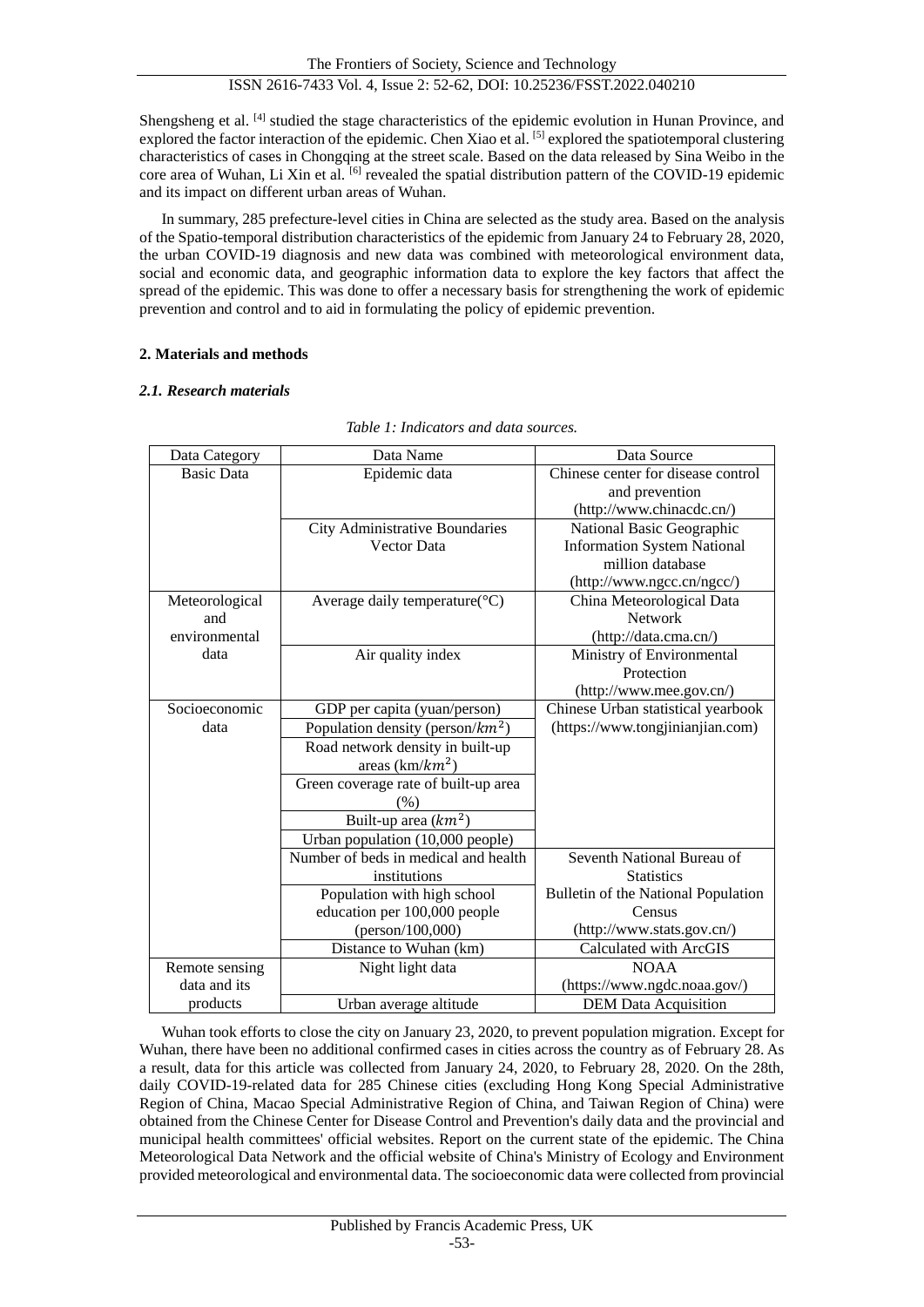Shengsheng et al. [4] studied the stage characteristics of the epidemic evolution in Hunan Province, and explored the factor interaction of the epidemic. Chen Xiao et al. [5] explored the spatiotemporal clustering characteristics of cases in Chongqing at the street scale. Based on the data released by Sina Weibo in the core area of Wuhan, Li Xin et al. [6] revealed the spatial distribution pattern of the COVID-19 epidemic and its impact on different urban areas of Wuhan.

In summary, 285 prefecture-level cities in China are selected as the study area. Based on the analysis of the Spatio-temporal distribution characteristics of the epidemic from January 24 to February 28, 2020, the urban COVID-19 diagnosis and new data was combined with meteorological environment data, social and economic data, and geographic information data to explore the key factors that affect the spread of the epidemic. This was done to offer a necessary basis for strengthening the work of epidemic prevention and control and to aid in formulating the policy of epidemic prevention.

## 2. Materials and methods

### *2.1. Research materials*

*Table 1: Indicators and data sources.*

| Data Category | Data Name | Data Source |
|---|---|---|
| Basic Data | Epidemic data | Chinese center for disease control and prevention (http://www.chinacdc.cn/) |
| | City Administrative Boundaries Vector Data | National Basic Geographic Information System National million database (http://www.ngcc.cn/ngcc/) |
| Meteorological and environmental data | Average daily temperature(°C) | China Meteorological Data Network (http://data.cma.cn/) |
| | Air quality index | Ministry of Environmental Protection (http://www.mee.gov.cn/) |
| Socioeconomic data | GDP per capita (yuan/person) | Chinese Urban statistical yearbook (https://www.tongjinianjian.com) |
| | Population density (person/$km^2$) | |
| | Road network density in built-up areas (km/$km^2$) | |
| | Green coverage rate of built-up area (%) | |
| | Built-up area ($km^2$) | |
| | Urban population (10,000 people) | |
| | Number of beds in medical and health institutions | Seventh National Bureau of Statistics Bulletin of the National Population Census (http://www.stats.gov.cn/) |
| | Population with high school education per 100,000 people (person/100,000) | |
| | Distance to Wuhan (km) | Calculated with ArcGIS |
| Remote sensing data and its products | Night light data | NOAA (https://www.ngdc.noaa.gov/) |
| | Urban average altitude | DEM Data Acquisition |

Wuhan took efforts to close the city on January 23, 2020, to prevent population migration. Except for Wuhan, there have been no additional confirmed cases in cities across the country as of February 28. As a result, data for this article was collected from January 24, 2020, to February 28, 2020. On the 28th, daily COVID-19-related data for 285 Chinese cities (excluding Hong Kong Special Administrative Region of China, Macao Special Administrative Region of China, and Taiwan Region of China) were obtained from the Chinese Center for Disease Control and Prevention's daily data and the provincial and municipal health committees' official websites. Report on the current state of the epidemic. The China Meteorological Data Network and the official website of China's Ministry of Ecology and Environment provided meteorological and environmental data. The socioeconomic data were collected from provincial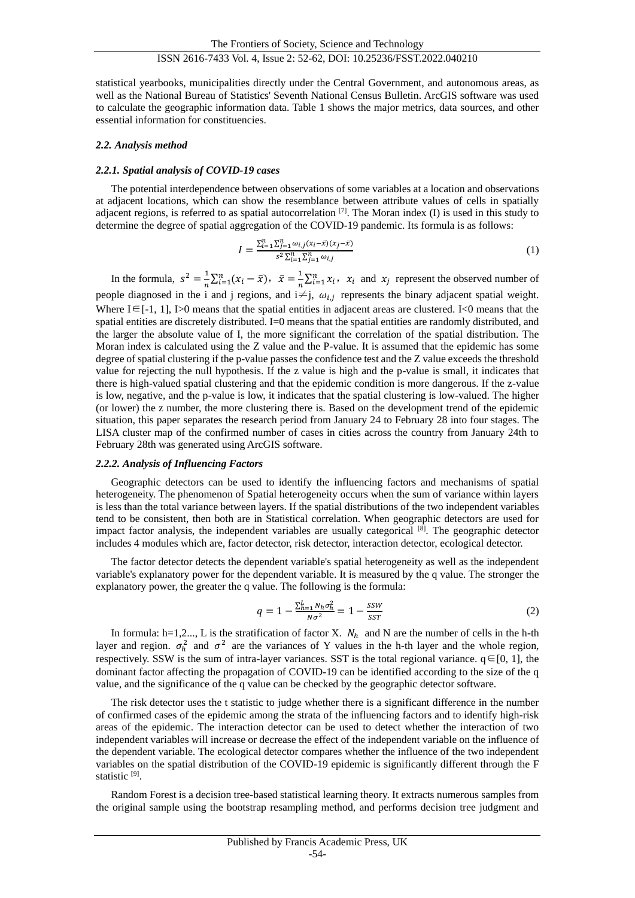statistical yearbooks, municipalities directly under the Central Government, and autonomous areas, as well as the National Bureau of Statistics' Seventh National Census Bulletin. ArcGIS software was used to calculate the geographic information data. Table 1 shows the major metrics, data sources, and other essential information for constituencies.

### *2.2. Analysis method*

#### *2.2.1. Spatial analysis of COVID-19 cases*

The potential interdependence between observations of some variables at a location and observations at adjacent locations, which can show the resemblance between attribute values of cells in spatially adjacent regions, is referred to as spatial autocorrelation [7]. The Moran index (I) is used in this study to determine the degree of spatial aggregation of the COVID-19 pandemic. Its formula is as follows:

$$I = \frac{\sum_{i=1}^{n}\sum_{j=1}^{n}\omega_{i,j}(x_i-\bar{x})(x_j-\bar{x})}{s^2\sum_{i=1}^{n}\sum_{j=1}^{n}\omega_{i,j}} \tag{1}$$

In the formula, $s^2 = \frac{1}{n}\sum_{i=1}^{n}(x_i-\bar{x})$, $\bar{x} = \frac{1}{n}\sum_{i=1}^{n}x_i$, $x_i$ and $x_j$ represent the observed number of people diagnosed in the i and j regions, and $i \neq j$, $\omega_{i,j}$ represents the binary adjacent spatial weight. Where $I \in [-1, 1]$, I>0 means that the spatial entities in adjacent areas are clustered. I<0 means that the spatial entities are discretely distributed. I=0 means that the spatial entities are randomly distributed, and the larger the absolute value of I, the more significant the correlation of the spatial distribution. The Moran index is calculated using the Z value and the P-value. It is assumed that the epidemic has some degree of spatial clustering if the p-value passes the confidence test and the Z value exceeds the threshold value for rejecting the null hypothesis. If the z value is high and the p-value is small, it indicates that there is high-valued spatial clustering and that the epidemic condition is more dangerous. If the z-value is low, negative, and the p-value is low, it indicates that the spatial clustering is low-valued. The higher (or lower) the z number, the more clustering there is. Based on the development trend of the epidemic situation, this paper separates the research period from January 24 to February 28 into four stages. The LISA cluster map of the confirmed number of cases in cities across the country from January 24th to February 28th was generated using ArcGIS software.

#### *2.2.2. Analysis of Influencing Factors*

Geographic detectors can be used to identify the influencing factors and mechanisms of spatial heterogeneity. The phenomenon of Spatial heterogeneity occurs when the sum of variance within layers is less than the total variance between layers. If the spatial distributions of the two independent variables tend to be consistent, then both are in Statistical correlation. When geographic detectors are used for impact factor analysis, the independent variables are usually categorical [8]. The geographic detector includes 4 modules which are, factor detector, risk detector, interaction detector, ecological detector.

The factor detector detects the dependent variable's spatial heterogeneity as well as the independent variable's explanatory power for the dependent variable. It is measured by the q value. The stronger the explanatory power, the greater the q value. The following is the formula:

$$q = 1 - \frac{\sum_{h=1}^{L}N_h\sigma_h^2}{N\sigma^2} = 1 - \frac{SSW}{SST} \tag{2}$$

In formula: h=1,2..., L is the stratification of factor X. $N_h$ and N are the number of cells in the h-th layer and region. $\sigma_h^2$ and $\sigma^2$ are the variances of Y values in the h-th layer and the whole region, respectively. SSW is the sum of intra-layer variances. SST is the total regional variance. $q \in [0, 1]$, the dominant factor affecting the propagation of COVID-19 can be identified according to the size of the q value, and the significance of the q value can be checked by the geographic detector software.

The risk detector uses the t statistic to judge whether there is a significant difference in the number of confirmed cases of the epidemic among the strata of the influencing factors and to identify high-risk areas of the epidemic. The interaction detector can be used to detect whether the interaction of two independent variables will increase or decrease the effect of the independent variable on the influence of the dependent variable. The ecological detector compares whether the influence of the two independent variables on the spatial distribution of the COVID-19 epidemic is significantly different through the F statistic [9].

Random Forest is a decision tree-based statistical learning theory. It extracts numerous samples from the original sample using the bootstrap resampling method, and performs decision tree judgment and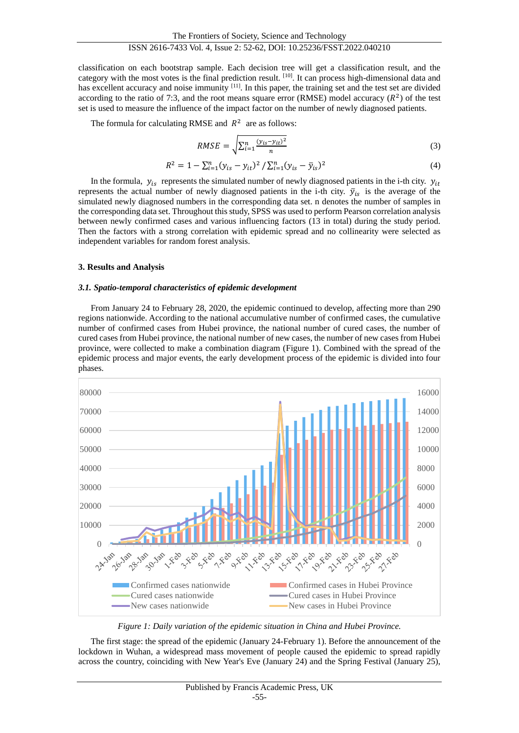classification on each bootstrap sample. Each decision tree will get a classification result, and the category with the most votes is the final prediction result. [10]. It can process high-dimensional data and has excellent accuracy and noise immunity [11]. In this paper, the training set and the test set are divided according to the ratio of 7:3, and the root means square error (RMSE) model accuracy ($R^2$) of the test set is used to measure the influence of the impact factor on the number of newly diagnosed patients.

The formula for calculating RMSE and $R^2$ are as follows:

$$RMSE = \sqrt{\sum_{i=1}^{n} \frac{(y_{is}-y_{it})^2}{n}} \tag{3}$$

$$R^2 = 1 - \sum_{i=1}^{n}(y_{is} - y_{it})^2 / \sum_{i=1}^{n}(y_{is} - \bar{y}_{is})^2 \tag{4}$$

In the formula, $y_{is}$ represents the simulated number of newly diagnosed patients in the i-th city. $y_{it}$ represents the actual number of newly diagnosed patients in the i-th city. $\bar{y}_{is}$ is the average of the simulated newly diagnosed numbers in the corresponding data set. n denotes the number of samples in the corresponding data set. Throughout this study, SPSS was used to perform Pearson correlation analysis between newly confirmed cases and various influencing factors (13 in total) during the study period. Then the factors with a strong correlation with epidemic spread and no collinearity were selected as independent variables for random forest analysis.

## 3. Results and Analysis

### *3.1. Spatio-temporal characteristics of epidemic development*

From January 24 to February 28, 2020, the epidemic continued to develop, affecting more than 290 regions nationwide. According to the national accumulative number of confirmed cases, the cumulative number of confirmed cases from Hubei province, the national number of cured cases, the number of cured cases from Hubei province, the national number of new cases, the number of new cases from Hubei province, were collected to make a combination diagram (Figure 1). Combined with the spread of the epidemic process and major events, the early development process of the epidemic is divided into four phases.

*Figure 1: Daily variation of the epidemic situation in China and Hubei Province.*

The first stage: the spread of the epidemic (January 24-February 1). Before the announcement of the lockdown in Wuhan, a widespread mass movement of people caused the epidemic to spread rapidly across the country, coinciding with New Year's Eve (January 24) and the Spring Festival (January 25),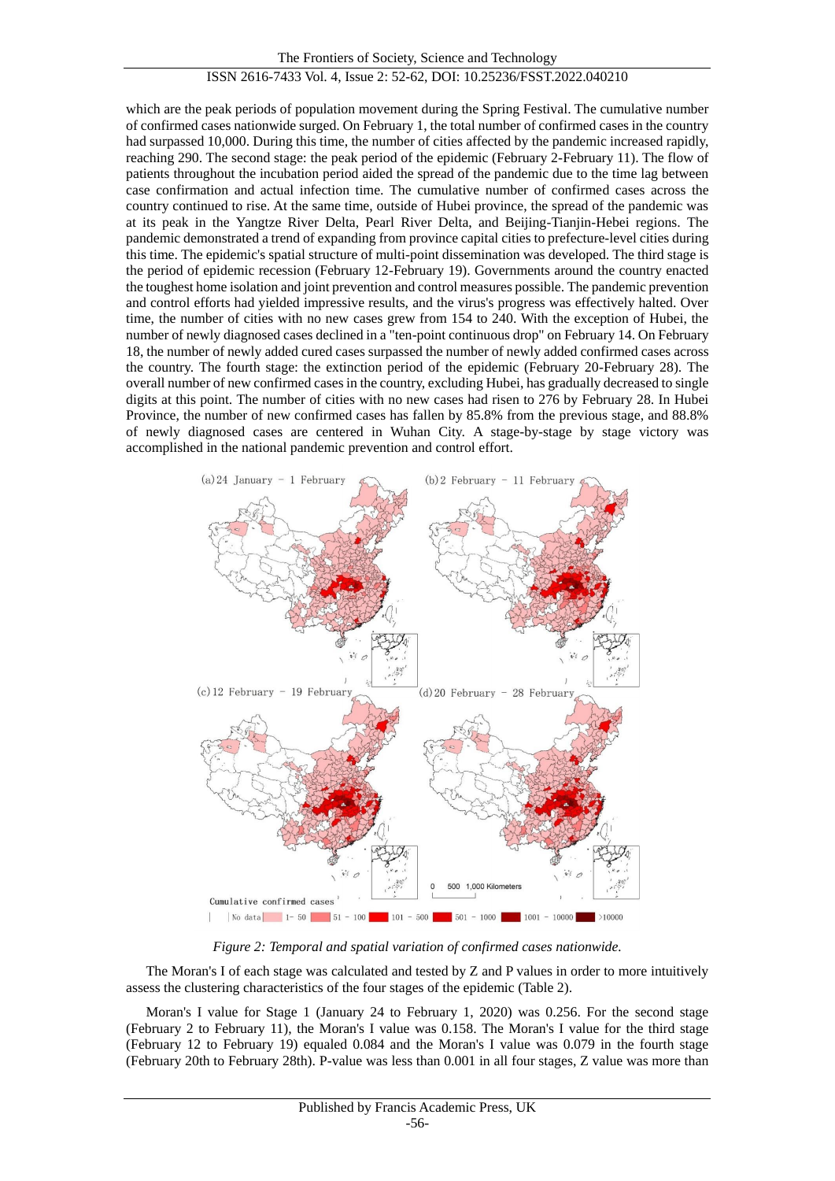which are the peak periods of population movement during the Spring Festival. The cumulative number of confirmed cases nationwide surged. On February 1, the total number of confirmed cases in the country had surpassed 10,000. During this time, the number of cities affected by the pandemic increased rapidly, reaching 290. The second stage: the peak period of the epidemic (February 2-February 11). The flow of patients throughout the incubation period aided the spread of the pandemic due to the time lag between case confirmation and actual infection time. The cumulative number of confirmed cases across the country continued to rise. At the same time, outside of Hubei province, the spread of the pandemic was at its peak in the Yangtze River Delta, Pearl River Delta, and Beijing-Tianjin-Hebei regions. The pandemic demonstrated a trend of expanding from province capital cities to prefecture-level cities during this time. The epidemic's spatial structure of multi-point dissemination was developed. The third stage is the period of epidemic recession (February 12-February 19). Governments around the country enacted the toughest home isolation and joint prevention and control measures possible. The pandemic prevention and control efforts had yielded impressive results, and the virus's progress was effectively halted. Over time, the number of cities with no new cases grew from 154 to 240. With the exception of Hubei, the number of newly diagnosed cases declined in a "ten-point continuous drop" on February 14. On February 18, the number of newly added cured cases surpassed the number of newly added confirmed cases across the country. The fourth stage: the extinction period of the epidemic (February 20-February 28). The overall number of new confirmed cases in the country, excluding Hubei, has gradually decreased to single digits at this point. The number of cities with no new cases had risen to 276 by February 28. In Hubei Province, the number of new confirmed cases has fallen by 85.8% from the previous stage, and 88.8% of newly diagnosed cases are centered in Wuhan City. A stage-by-stage by stage victory was accomplished in the national pandemic prevention and control effort.

*Figure 2: Temporal and spatial variation of confirmed cases nationwide.*

The Moran's I of each stage was calculated and tested by Z and P values in order to more intuitively assess the clustering characteristics of the four stages of the epidemic (Table 2).

Moran's I value for Stage 1 (January 24 to February 1, 2020) was 0.256. For the second stage (February 2 to February 11), the Moran's I value was 0.158. The Moran's I value for the third stage (February 12 to February 19) equaled 0.084 and the Moran's I value was 0.079 in the fourth stage (February 20th to February 28th). P-value was less than 0.001 in all four stages, Z value was more than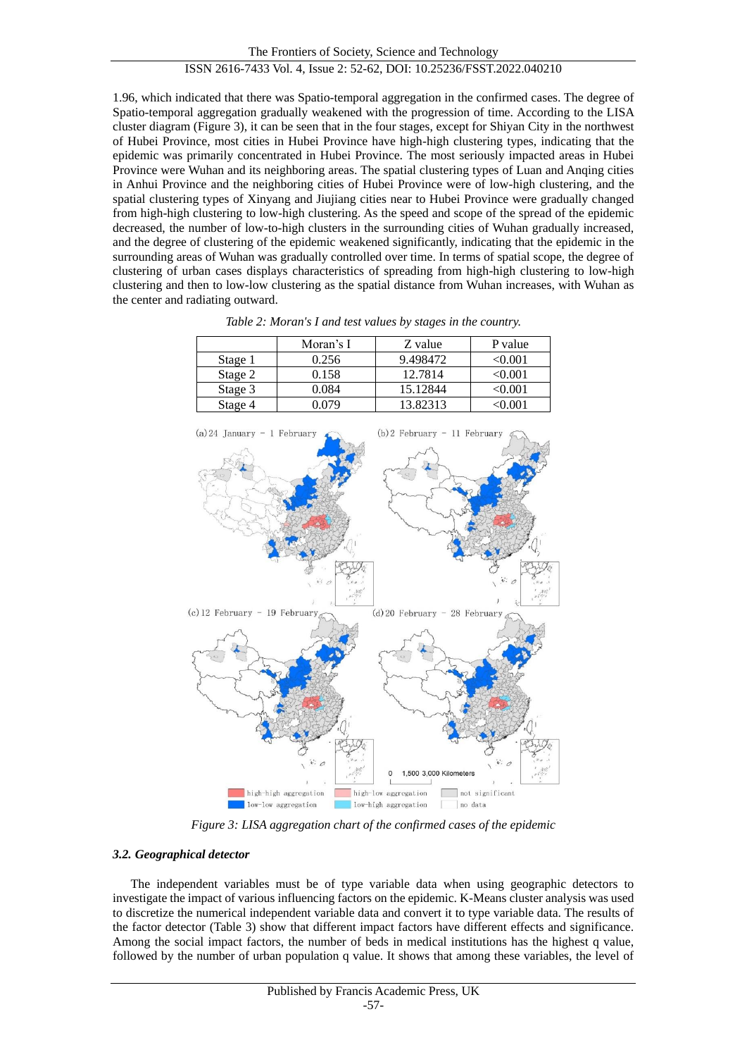1.96, which indicated that there was Spatio-temporal aggregation in the confirmed cases. The degree of Spatio-temporal aggregation gradually weakened with the progression of time. According to the LISA cluster diagram (Figure 3), it can be seen that in the four stages, except for Shiyan City in the northwest of Hubei Province, most cities in Hubei Province have high-high clustering types, indicating that the epidemic was primarily concentrated in Hubei Province. The most seriously impacted areas in Hubei Province were Wuhan and its neighboring areas. The spatial clustering types of Luan and Anqing cities in Anhui Province and the neighboring cities of Hubei Province were of low-high clustering, and the spatial clustering types of Xinyang and Jiujiang cities near to Hubei Province were gradually changed from high-high clustering to low-high clustering. As the speed and scope of the spread of the epidemic decreased, the number of low-to-high clusters in the surrounding cities of Wuhan gradually increased, and the degree of clustering of the epidemic weakened significantly, indicating that the epidemic in the surrounding areas of Wuhan was gradually controlled over time. In terms of spatial scope, the degree of clustering of urban cases displays characteristics of spreading from high-high clustering to low-high clustering and then to low-low clustering as the spatial distance from Wuhan increases, with Wuhan as the center and radiating outward.

*Table 2: Moran's I and test values by stages in the country.*

| | Moran's I | Z value | P value |
|---|---|---|---|
| Stage 1 | 0.256 | 9.498472 | <0.001 |
| Stage 2 | 0.158 | 12.7814 | <0.001 |
| Stage 3 | 0.084 | 15.12844 | <0.001 |
| Stage 4 | 0.079 | 13.82313 | <0.001 |

*Figure 3: LISA aggregation chart of the confirmed cases of the epidemic*

### *3.2. Geographical detector*

The independent variables must be of type variable data when using geographic detectors to investigate the impact of various influencing factors on the epidemic. K-Means cluster analysis was used to discretize the numerical independent variable data and convert it to type variable data. The results of the factor detector (Table 3) show that different impact factors have different effects and significance. Among the social impact factors, the number of beds in medical institutions has the highest q value, followed by the number of urban population q value. It shows that among these variables, the level of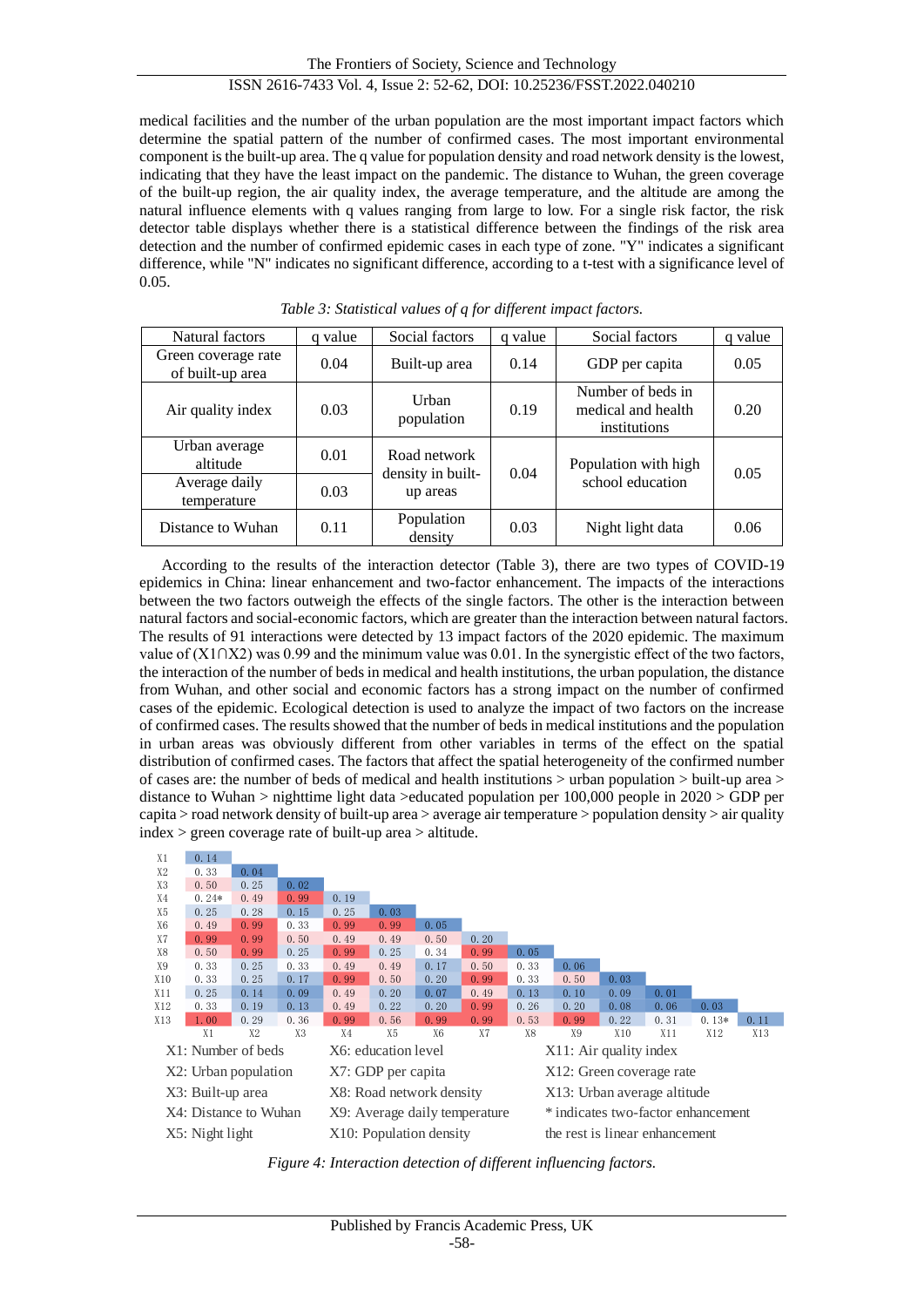medical facilities and the number of the urban population are the most important impact factors which determine the spatial pattern of the number of confirmed cases. The most important environmental component is the built-up area. The q value for population density and road network density is the lowest, indicating that they have the least impact on the pandemic. The distance to Wuhan, the green coverage of the built-up region, the air quality index, the average temperature, and the altitude are among the natural influence elements with q values ranging from large to low. For a single risk factor, the risk detector table displays whether there is a statistical difference between the findings of the risk area detection and the number of confirmed epidemic cases in each type of zone. "Y" indicates a significant difference, while "N" indicates no significant difference, according to a t-test with a significance level of 0.05.

*Table 3: Statistical values of q for different impact factors.*

| Natural factors | q value | Social factors | q value | Social factors | q value |
|---|---|---|---|---|---|
| Green coverage rate of built-up area | 0.04 | Built-up area | 0.14 | GDP per capita | 0.05 |
| Air quality index | 0.03 | Urban population | 0.19 | Number of beds in medical and health institutions | 0.20 |
| Urban average altitude | 0.01 | Road network density in built-up areas | 0.04 | Population with high school education | 0.05 |
| Average daily temperature | 0.03 | | | | |
| Distance to Wuhan | 0.11 | Population density | 0.03 | Night light data | 0.06 |

According to the results of the interaction detector (Table 3), there are two types of COVID-19 epidemics in China: linear enhancement and two-factor enhancement. The impacts of the interactions between the two factors outweigh the effects of the single factors. The other is the interaction between natural factors and social-economic factors, which are greater than the interaction between natural factors. The results of 91 interactions were detected by 13 impact factors of the 2020 epidemic. The maximum value of (X1∩X2) was 0.99 and the minimum value was 0.01. In the synergistic effect of the two factors, the interaction of the number of beds in medical and health institutions, the urban population, the distance from Wuhan, and other social and economic factors has a strong impact on the number of confirmed cases of the epidemic. Ecological detection is used to analyze the impact of two factors on the increase of confirmed cases. The results showed that the number of beds in medical institutions and the population in urban areas was obviously different from other variables in terms of the effect on the spatial distribution of confirmed cases. The factors that affect the spatial heterogeneity of the confirmed number of cases are: the number of beds of medical and health institutions > urban population > built-up area > distance to Wuhan > nighttime light data >educated population per 100,000 people in 2020 > GDP per capita > road network density of built-up area > average air temperature > population density > air quality index > green coverage rate of built-up area > altitude.

| | X1 | X2 | X3 | X4 | X5 | X6 | X7 | X8 | X9 | X10 | X11 | X12 | X13 |
|---|---|---|---|---|---|---|---|---|---|---|---|---|---|
| X1 | 0.14 | | | | | | | | | | | | |
| X2 | 0.33 | 0.04 | | | | | | | | | | | |
| X3 | 0.50 | 0.25 | 0.02 | | | | | | | | | | |
| X4 | 0.24* | 0.49 | 0.99 | 0.19 | | | | | | | | | |
| X5 | 0.25 | 0.28 | 0.15 | 0.25 | 0.03 | | | | | | | | |
| X6 | 0.49 | 0.99 | 0.33 | 0.99 | 0.99 | 0.05 | | | | | | | |
| X7 | 0.99 | 0.99 | 0.50 | 0.49 | 0.49 | 0.50 | 0.20 | | | | | | |
| X8 | 0.50 | 0.99 | 0.25 | 0.99 | 0.25 | 0.34 | 0.99 | 0.05 | | | | | |
| X9 | 0.33 | 0.25 | 0.33 | 0.49 | 0.49 | 0.17 | 0.50 | 0.33 | 0.06 | | | | |
| X10 | 0.33 | 0.25 | 0.17 | 0.99 | 0.50 | 0.20 | 0.99 | 0.33 | 0.50 | 0.03 | | | |
| X11 | 0.25 | 0.14 | 0.09 | 0.49 | 0.20 | 0.07 | 0.49 | 0.13 | 0.10 | 0.09 | 0.01 | | |
| X12 | 0.33 | 0.19 | 0.13 | 0.49 | 0.22 | 0.20 | 0.99 | 0.26 | 0.20 | 0.08 | 0.06 | 0.03 | |
| X13 | 1.00 | 0.29 | 0.36 | 0.99 | 0.56 | 0.99 | 0.99 | 0.53 | 0.99 | 0.22 | 0.31 | 0.13* | 0.11 |

X1: Number of beds; X2: Urban population; X3: Built-up area; X4: Distance to Wuhan; X5: Night light; X6: education level; X7: GDP per capita; X8: Road network density; X9: Average daily temperature; X10: Population density; X11: Air quality index; X12: Green coverage rate; X13: Urban average altitude; * indicates two-factor enhancement; the rest is linear enhancement

*Figure 4: Interaction detection of different influencing factors.*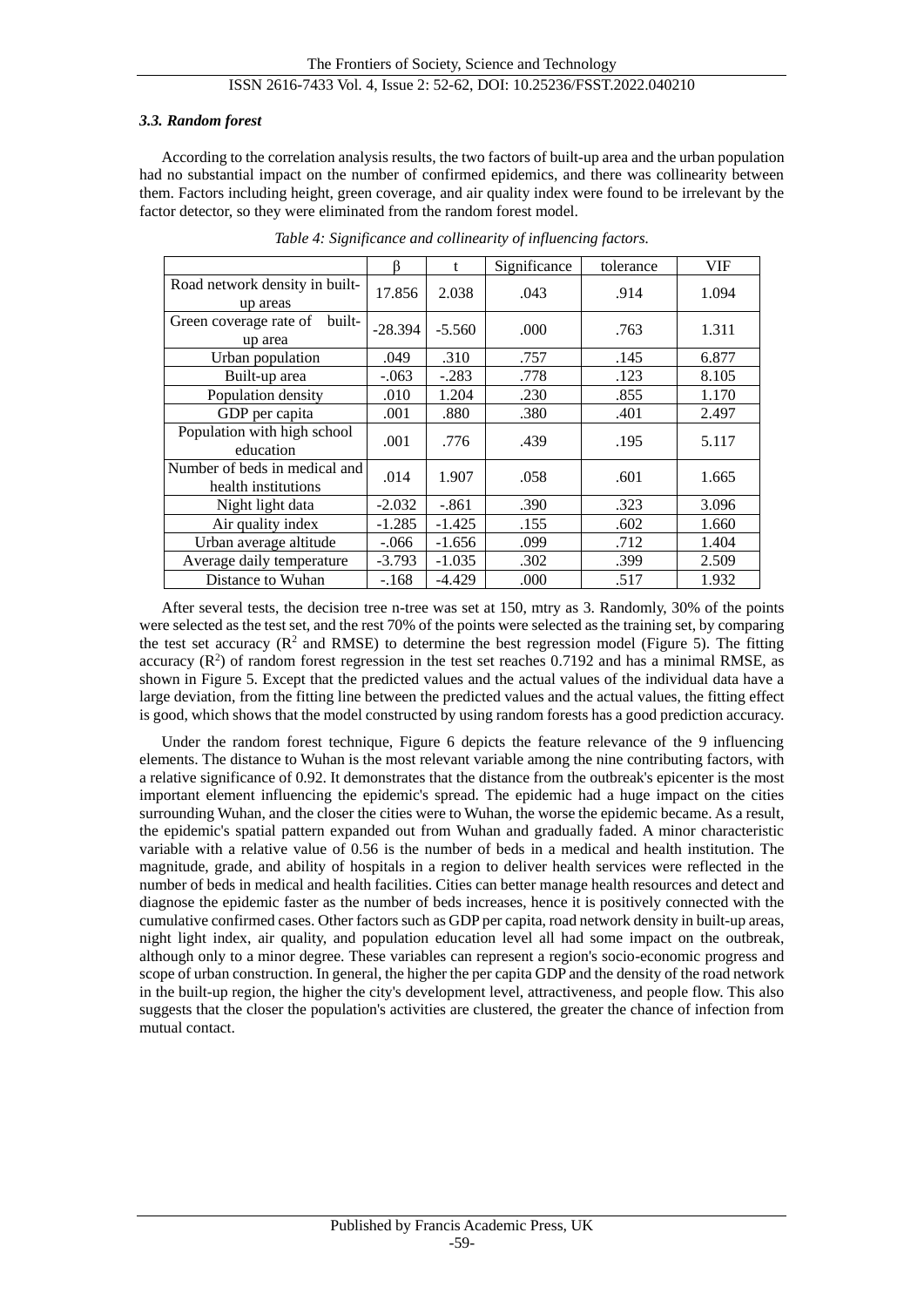### *3.3. Random forest*

According to the correlation analysis results, the two factors of built-up area and the urban population had no substantial impact on the number of confirmed epidemics, and there was collinearity between them. Factors including height, green coverage, and air quality index were found to be irrelevant by the factor detector, so they were eliminated from the random forest model.

*Table 4: Significance and collinearity of influencing factors.*

| | β | t | Significance | tolerance | VIF |
|---|---|---|---|---|---|
| Road network density in built-up areas | 17.856 | 2.038 | .043 | .914 | 1.094 |
| Green coverage rate of built-up area | -28.394 | -5.560 | .000 | .763 | 1.311 |
| Urban population | .049 | .310 | .757 | .145 | 6.877 |
| Built-up area | -.063 | -.283 | .778 | .123 | 8.105 |
| Population density | .010 | 1.204 | .230 | .855 | 1.170 |
| GDP per capita | .001 | .880 | .380 | .401 | 2.497 |
| Population with high school education | .001 | .776 | .439 | .195 | 5.117 |
| Number of beds in medical and health institutions | .014 | 1.907 | .058 | .601 | 1.665 |
| Night light data | -2.032 | -.861 | .390 | .323 | 3.096 |
| Air quality index | -1.285 | -1.425 | .155 | .602 | 1.660 |
| Urban average altitude | -.066 | -1.656 | .099 | .712 | 1.404 |
| Average daily temperature | -3.793 | -1.035 | .302 | .399 | 2.509 |
| Distance to Wuhan | -.168 | -4.429 | .000 | .517 | 1.932 |

After several tests, the decision tree n-tree was set at 150, mtry as 3. Randomly, 30% of the points were selected as the test set, and the rest 70% of the points were selected as the training set, by comparing the test set accuracy ($R^2$ and RMSE) to determine the best regression model (Figure 5). The fitting accuracy ($R^2$) of random forest regression in the test set reaches 0.7192 and has a minimal RMSE, as shown in Figure 5. Except that the predicted values and the actual values of the individual data have a large deviation, from the fitting line between the predicted values and the actual values, the fitting effect is good, which shows that the model constructed by using random forests has a good prediction accuracy.

Under the random forest technique, Figure 6 depicts the feature relevance of the 9 influencing elements. The distance to Wuhan is the most relevant variable among the nine contributing factors, with a relative significance of 0.92. It demonstrates that the distance from the outbreak's epicenter is the most important element influencing the epidemic's spread. The epidemic had a huge impact on the cities surrounding Wuhan, and the closer the cities were to Wuhan, the worse the epidemic became. As a result, the epidemic's spatial pattern expanded out from Wuhan and gradually faded. A minor characteristic variable with a relative value of 0.56 is the number of beds in a medical and health institution. The magnitude, grade, and ability of hospitals in a region to deliver health services were reflected in the number of beds in medical and health facilities. Cities can better manage health resources and detect and diagnose the epidemic faster as the number of beds increases, hence it is positively connected with the cumulative confirmed cases. Other factors such as GDP per capita, road network density in built-up areas, night light index, air quality, and population education level all had some impact on the outbreak, although only to a minor degree. These variables can represent a region's socio-economic progress and scope of urban construction. In general, the higher the per capita GDP and the density of the road network in the built-up region, the higher the city's development level, attractiveness, and people flow. This also suggests that the closer the population's activities are clustered, the greater the chance of infection from mutual contact.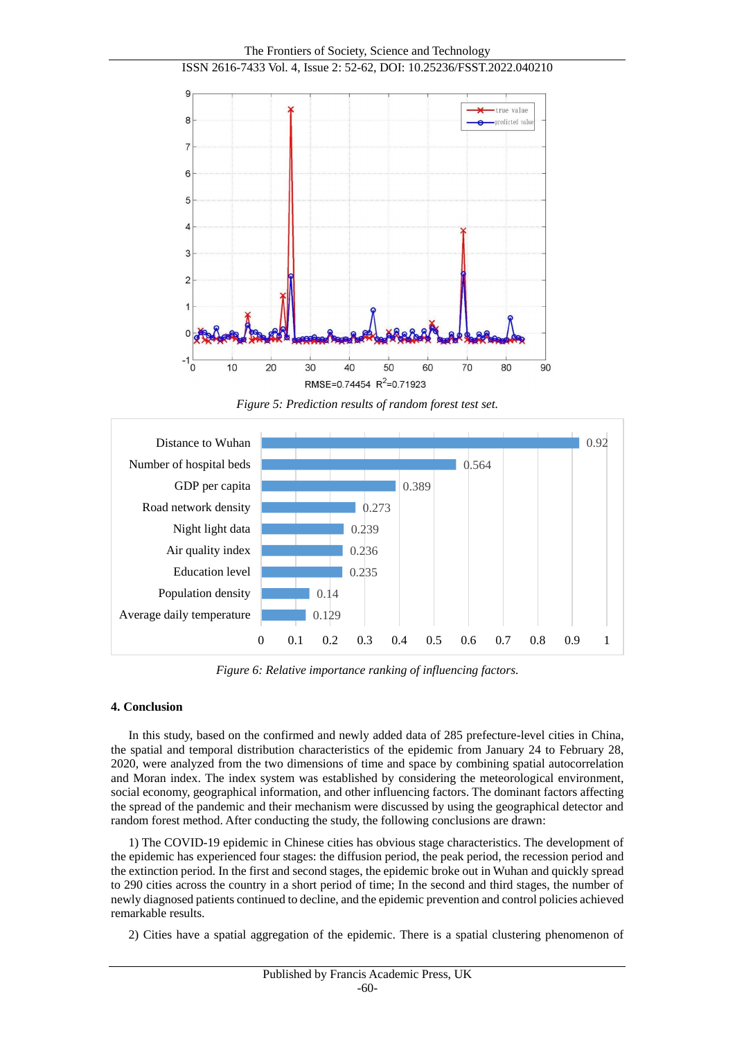RMSE=0.74454 $R^2$=0.71923

*Figure 5: Prediction results of random forest test set.*

| Factor | Relative importance |
|---|---|
| Distance to Wuhan | 0.92 |
| Number of hospital beds | 0.564 |
| GDP per capita | 0.389 |
| Road network density | 0.273 |
| Night light data | 0.239 |
| Air quality index | 0.236 |
| Education level | 0.235 |
| Population density | 0.14 |
| Average daily temperature | 0.129 |

*Figure 6: Relative importance ranking of influencing factors.*

## 4. Conclusion

In this study, based on the confirmed and newly added data of 285 prefecture-level cities in China, the spatial and temporal distribution characteristics of the epidemic from January 24 to February 28, 2020, were analyzed from the two dimensions of time and space by combining spatial autocorrelation and Moran index. The index system was established by considering the meteorological environment, social economy, geographical information, and other influencing factors. The dominant factors affecting the spread of the pandemic and their mechanism were discussed by using the geographical detector and random forest method. After conducting the study, the following conclusions are drawn:

1) The COVID-19 epidemic in Chinese cities has obvious stage characteristics. The development of the epidemic has experienced four stages: the diffusion period, the peak period, the recession period and the extinction period. In the first and second stages, the epidemic broke out in Wuhan and quickly spread to 290 cities across the country in a short period of time; In the second and third stages, the number of newly diagnosed patients continued to decline, and the epidemic prevention and control policies achieved remarkable results.

2) Cities have a spatial aggregation of the epidemic. There is a spatial clustering phenomenon of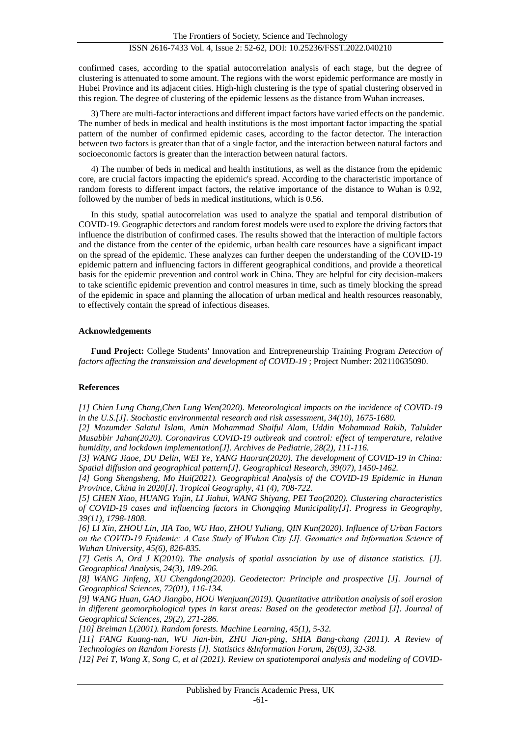confirmed cases, according to the spatial autocorrelation analysis of each stage, but the degree of clustering is attenuated to some amount. The regions with the worst epidemic performance are mostly in Hubei Province and its adjacent cities. High-high clustering is the type of spatial clustering observed in this region. The degree of clustering of the epidemic lessens as the distance from Wuhan increases.

3) There are multi-factor interactions and different impact factors have varied effects on the pandemic. The number of beds in medical and health institutions is the most important factor impacting the spatial pattern of the number of confirmed epidemic cases, according to the factor detector. The interaction between two factors is greater than that of a single factor, and the interaction between natural factors and socioeconomic factors is greater than the interaction between natural factors.

4) The number of beds in medical and health institutions, as well as the distance from the epidemic core, are crucial factors impacting the epidemic's spread. According to the characteristic importance of random forests to different impact factors, the relative importance of the distance to Wuhan is 0.92, followed by the number of beds in medical institutions, which is 0.56.

In this study, spatial autocorrelation was used to analyze the spatial and temporal distribution of COVID-19. Geographic detectors and random forest models were used to explore the driving factors that influence the distribution of confirmed cases. The results showed that the interaction of multiple factors and the distance from the center of the epidemic, urban health care resources have a significant impact on the spread of the epidemic. These analyzes can further deepen the understanding of the COVID-19 epidemic pattern and influencing factors in different geographical conditions, and provide a theoretical basis for the epidemic prevention and control work in China. They are helpful for city decision-makers to take scientific epidemic prevention and control measures in time, such as timely blocking the spread of the epidemic in space and planning the allocation of urban medical and health resources reasonably, to effectively contain the spread of infectious diseases.

## Acknowledgements

**Fund Project:** College Students' Innovation and Entrepreneurship Training Program *Detection of factors affecting the transmission and development of COVID-19* ; Project Number: 202110635090.

## References

*[1] Chien Lung Chang,Chen Lung Wen(2020). Meteorological impacts on the incidence of COVID-19 in the U.S.[J]. Stochastic environmental research and risk assessment, 34(10), 1675-1680.*

*[2] Mozumder Salatul Islam, Amin Mohammad Shaiful Alam, Uddin Mohammad Rakib, Talukder Musabbir Jahan(2020). Coronavirus COVID-19 outbreak and control: effect of temperature, relative humidity, and lockdown implementation[J]. Archives de Pediatrie, 28(2), 111-116.*

*[3] WANG Jiaoe, DU Delin, WEI Ye, YANG Haoran(2020). The development of COVID-19 in China: Spatial diffusion and geographical pattern[J]. Geographical Research, 39(07), 1450-1462.*

*[4] Gong Shengsheng, Mo Hui(2021). Geographical Analysis of the COVID-19 Epidemic in Hunan Province, China in 2020[J]. Tropical Geography, 41 (4), 708-722.*

*[5] CHEN Xiao, HUANG Yujin, LI Jiahui, WANG Shiyang, PEI Tao(2020). Clustering characteristics of COVID-19 cases and influencing factors in Chongqing Municipality[J]. Progress in Geography, 39(11), 1798-1808.*

*[6] LI Xin, ZHOU Lin, JIA Tao, WU Hao, ZHOU Yuliang, QIN Kun(2020). Influence of Urban Factors on the COVID-19 Epidemic: A Case Study of Wuhan City [J]. Geomatics and Information Science of Wuhan University, 45(6), 826-835.*

*[7] Getis A, Ord J K(2010). The analysis of spatial association by use of distance statistics. [J]. Geographical Analysis, 24(3), 189-206.*

*[8] WANG Jinfeng, XU Chengdong(2020). Geodetector: Principle and prospective [J]. Journal of Geographical Sciences, 72(01), 116-134.*

*[9] WANG Huan, GAO Jiangbo, HOU Wenjuan(2019). Quantitative attribution analysis of soil erosion in different geomorphological types in karst areas: Based on the geodetector method [J]. Journal of Geographical Sciences, 29(2), 271-286.*

*[10] Breiman L(2001). Random forests. Machine Learning, 45(1), 5-32.*

*[11] FANG Kuang-nan, WU Jian-bin, ZHU Jian-ping, SHIA Bang-chang (2011). A Review of Technologies on Random Forests [J]. Statistics &Information Forum, 26(03), 32-38.*

*[12] Pei T, Wang X, Song C, et al (2021). Review on spatiotemporal analysis and modeling of COVID-*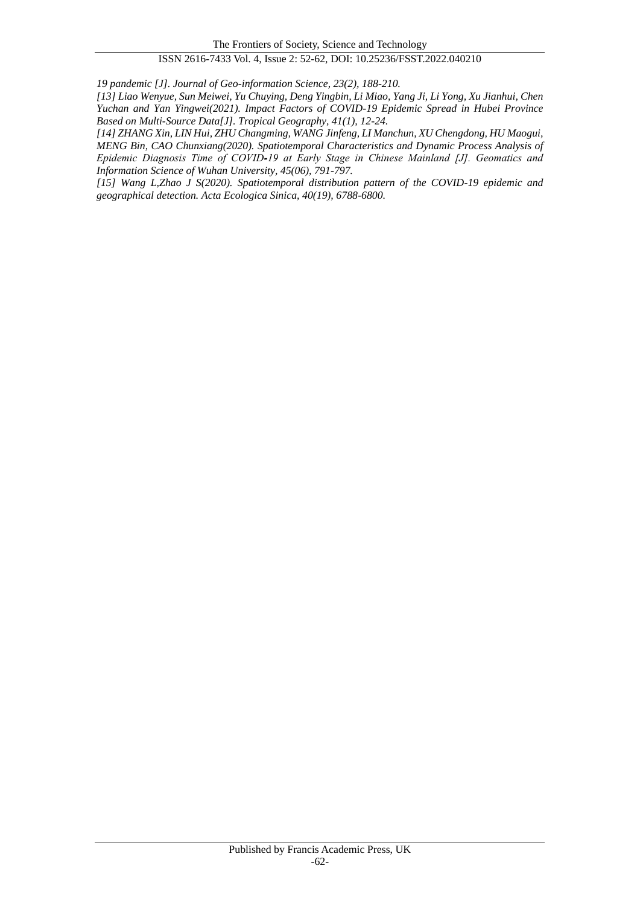*19 pandemic [J]. Journal of Geo-information Science, 23(2), 188-210.*

*[13] Liao Wenyue, Sun Meiwei, Yu Chuying, Deng Yingbin, Li Miao, Yang Ji, Li Yong, Xu Jianhui, Chen Yuchan and Yan Yingwei(2021). Impact Factors of COVID-19 Epidemic Spread in Hubei Province Based on Multi-Source Data[J]. Tropical Geography, 41(1), 12-24.*

*[14] ZHANG Xin, LIN Hui, ZHU Changming, WANG Jinfeng, LI Manchun, XU Chengdong, HU Maogui, MENG Bin, CAO Chunxiang(2020). Spatiotemporal Characteristics and Dynamic Process Analysis of Epidemic Diagnosis Time of COVID-19 at Early Stage in Chinese Mainland [J]. Geomatics and Information Science of Wuhan University, 45(06), 791-797.*

*[15] Wang L,Zhao J S(2020). Spatiotemporal distribution pattern of the COVID-19 epidemic and geographical detection. Acta Ecologica Sinica, 40(19), 6788-6800.*